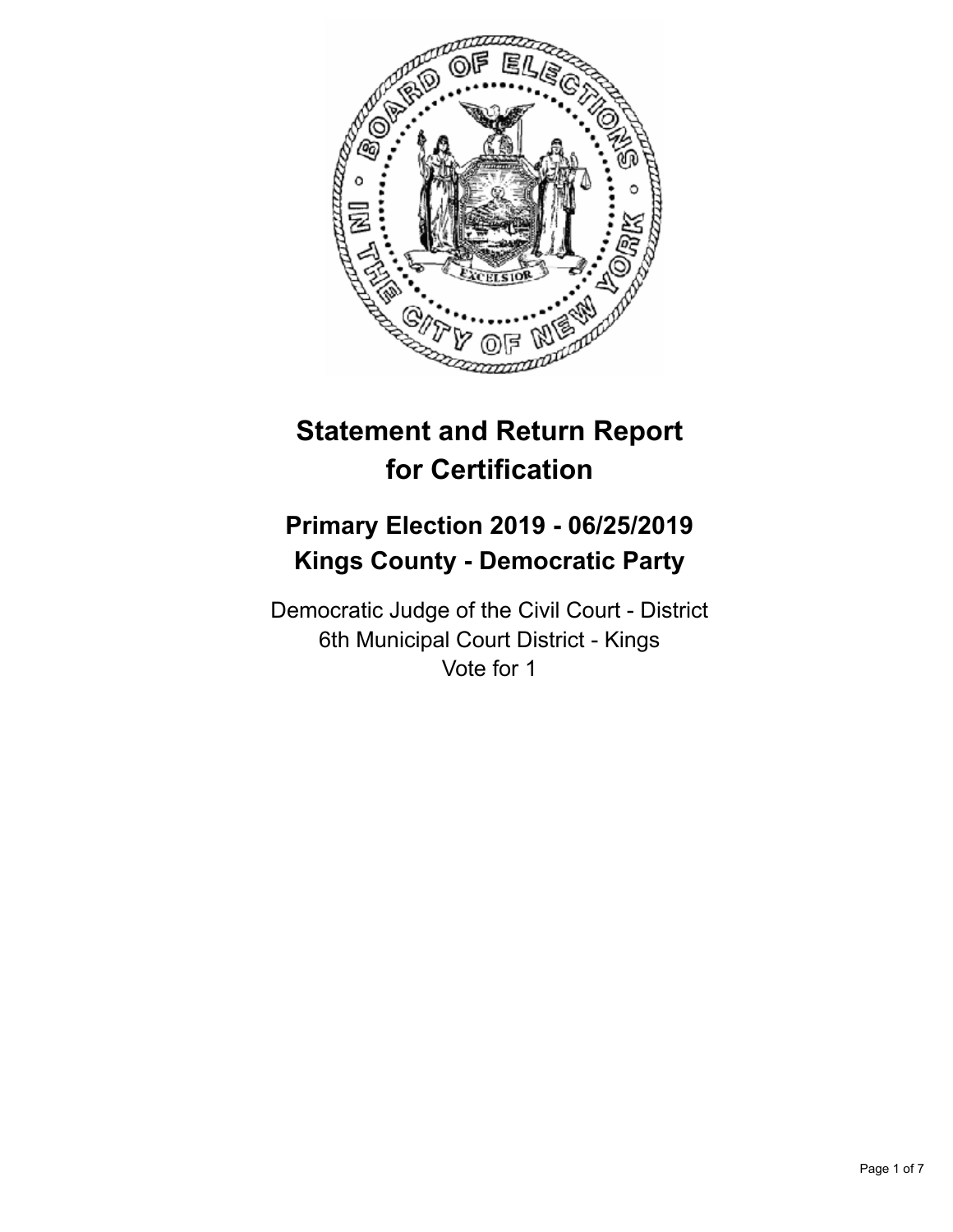# Statement and Return Report for Certification

## Primary Election 2019 - 06/25/2019
## Kings County - Democratic Party

Democratic Judge of the Civil Court - District
6th Municipal Court District - Kings
Vote for 1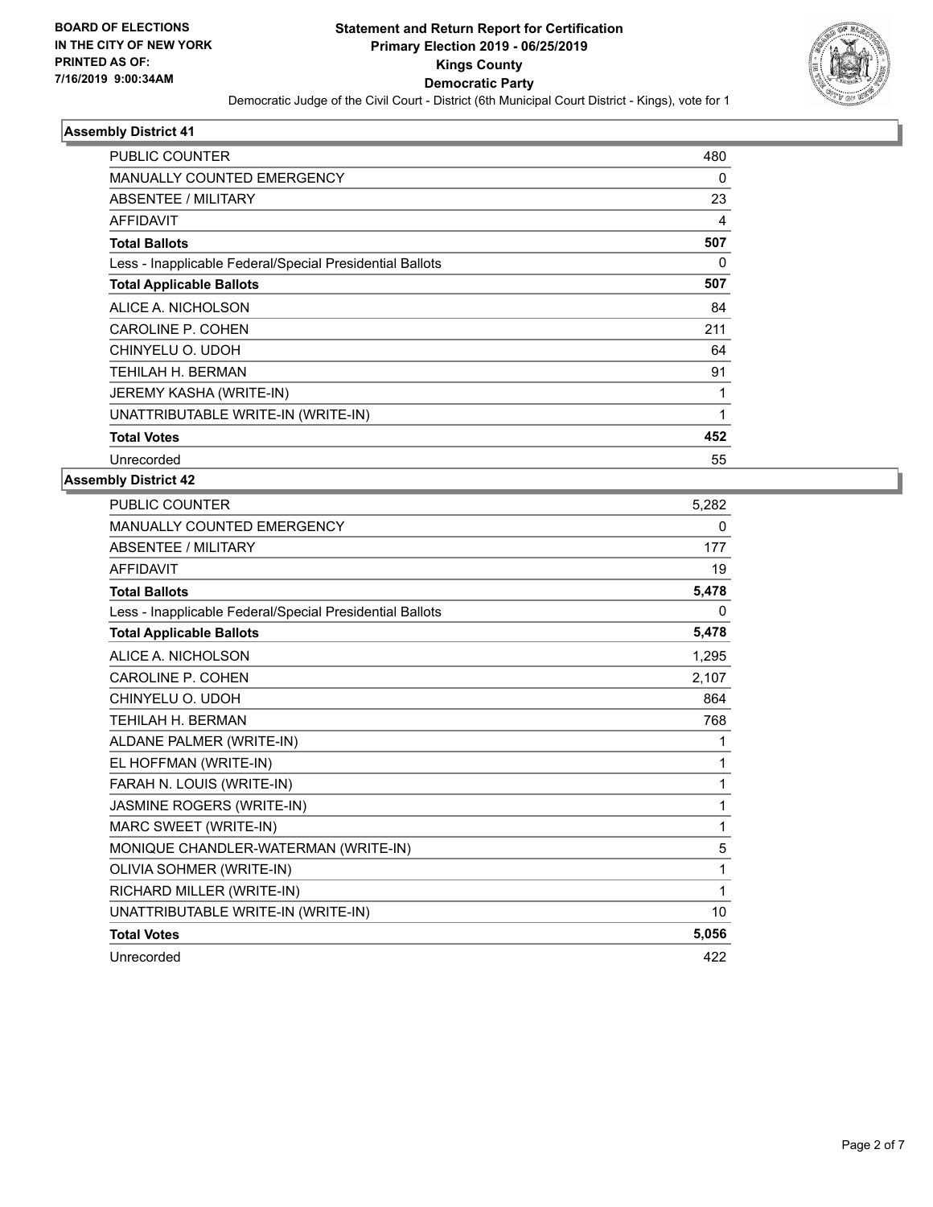BOARD OF ELECTIONS
IN THE CITY OF NEW YORK
PRINTED AS OF:
7/16/2019 9:00:34AM

**Statement and Return Report for Certification**
**Primary Election 2019 - 06/25/2019**
**Kings County**
**Democratic Party**
Democratic Judge of the Civil Court - District (6th Municipal Court District - Kings), vote for 1

### Assembly District 41

| | |
|---|---|
| PUBLIC COUNTER | 480 |
| MANUALLY COUNTED EMERGENCY | 0 |
| ABSENTEE / MILITARY | 23 |
| AFFIDAVIT | 4 |
| **Total Ballots** | **507** |
| Less - Inapplicable Federal/Special Presidential Ballots | 0 |
| **Total Applicable Ballots** | **507** |
| ALICE A. NICHOLSON | 84 |
| CAROLINE P. COHEN | 211 |
| CHINYELU O. UDOH | 64 |
| TEHILAH H. BERMAN | 91 |
| JEREMY KASHA (WRITE-IN) | 1 |
| UNATTRIBUTABLE WRITE-IN (WRITE-IN) | 1 |
| **Total Votes** | **452** |
| Unrecorded | 55 |

### Assembly District 42

| | |
|---|---|
| PUBLIC COUNTER | 5,282 |
| MANUALLY COUNTED EMERGENCY | 0 |
| ABSENTEE / MILITARY | 177 |
| AFFIDAVIT | 19 |
| **Total Ballots** | **5,478** |
| Less - Inapplicable Federal/Special Presidential Ballots | 0 |
| **Total Applicable Ballots** | **5,478** |
| ALICE A. NICHOLSON | 1,295 |
| CAROLINE P. COHEN | 2,107 |
| CHINYELU O. UDOH | 864 |
| TEHILAH H. BERMAN | 768 |
| ALDANE PALMER (WRITE-IN) | 1 |
| EL HOFFMAN (WRITE-IN) | 1 |
| FARAH N. LOUIS (WRITE-IN) | 1 |
| JASMINE ROGERS (WRITE-IN) | 1 |
| MARC SWEET (WRITE-IN) | 1 |
| MONIQUE CHANDLER-WATERMAN (WRITE-IN) | 5 |
| OLIVIA SOHMER (WRITE-IN) | 1 |
| RICHARD MILLER (WRITE-IN) | 1 |
| UNATTRIBUTABLE WRITE-IN (WRITE-IN) | 10 |
| **Total Votes** | **5,056** |
| Unrecorded | 422 |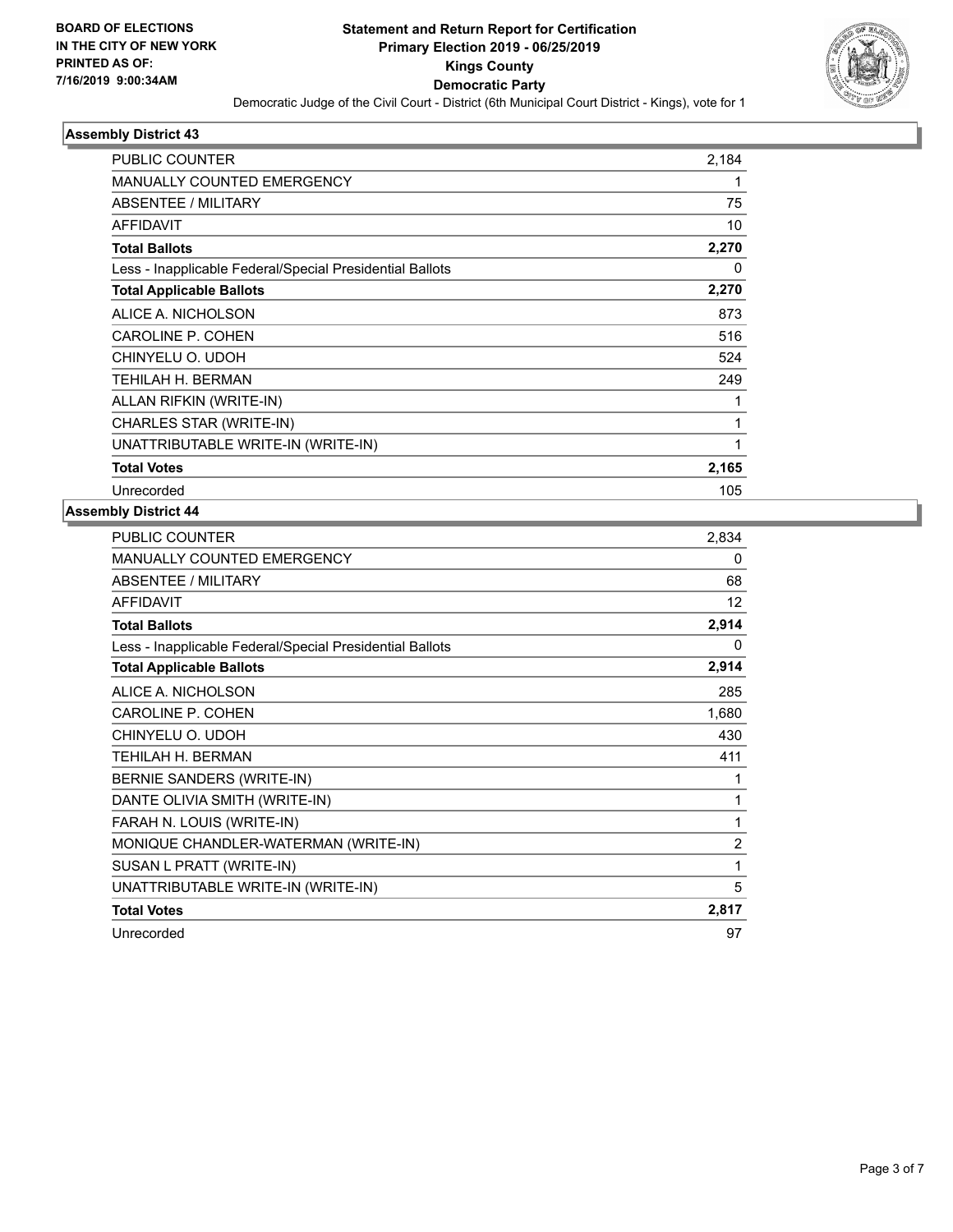BOARD OF ELECTIONS
IN THE CITY OF NEW YORK
PRINTED AS OF:
7/16/2019 9:00:34AM

**Statement and Return Report for Certification**
**Primary Election 2019 - 06/25/2019**
**Kings County**
**Democratic Party**
Democratic Judge of the Civil Court - District (6th Municipal Court District - Kings), vote for 1

### Assembly District 43

| | |
|---|---|
| PUBLIC COUNTER | 2,184 |
| MANUALLY COUNTED EMERGENCY | 1 |
| ABSENTEE / MILITARY | 75 |
| AFFIDAVIT | 10 |
| **Total Ballots** | **2,270** |
| Less - Inapplicable Federal/Special Presidential Ballots | 0 |
| **Total Applicable Ballots** | **2,270** |
| ALICE A. NICHOLSON | 873 |
| CAROLINE P. COHEN | 516 |
| CHINYELU O. UDOH | 524 |
| TEHILAH H. BERMAN | 249 |
| ALLAN RIFKIN (WRITE-IN) | 1 |
| CHARLES STAR (WRITE-IN) | 1 |
| UNATTRIBUTABLE WRITE-IN (WRITE-IN) | 1 |
| **Total Votes** | **2,165** |
| Unrecorded | 105 |

### Assembly District 44

| | |
|---|---|
| PUBLIC COUNTER | 2,834 |
| MANUALLY COUNTED EMERGENCY | 0 |
| ABSENTEE / MILITARY | 68 |
| AFFIDAVIT | 12 |
| **Total Ballots** | **2,914** |
| Less - Inapplicable Federal/Special Presidential Ballots | 0 |
| **Total Applicable Ballots** | **2,914** |
| ALICE A. NICHOLSON | 285 |
| CAROLINE P. COHEN | 1,680 |
| CHINYELU O. UDOH | 430 |
| TEHILAH H. BERMAN | 411 |
| BERNIE SANDERS (WRITE-IN) | 1 |
| DANTE OLIVIA SMITH (WRITE-IN) | 1 |
| FARAH N. LOUIS (WRITE-IN) | 1 |
| MONIQUE CHANDLER-WATERMAN (WRITE-IN) | 2 |
| SUSAN L PRATT (WRITE-IN) | 1 |
| UNATTRIBUTABLE WRITE-IN (WRITE-IN) | 5 |
| **Total Votes** | **2,817** |
| Unrecorded | 97 |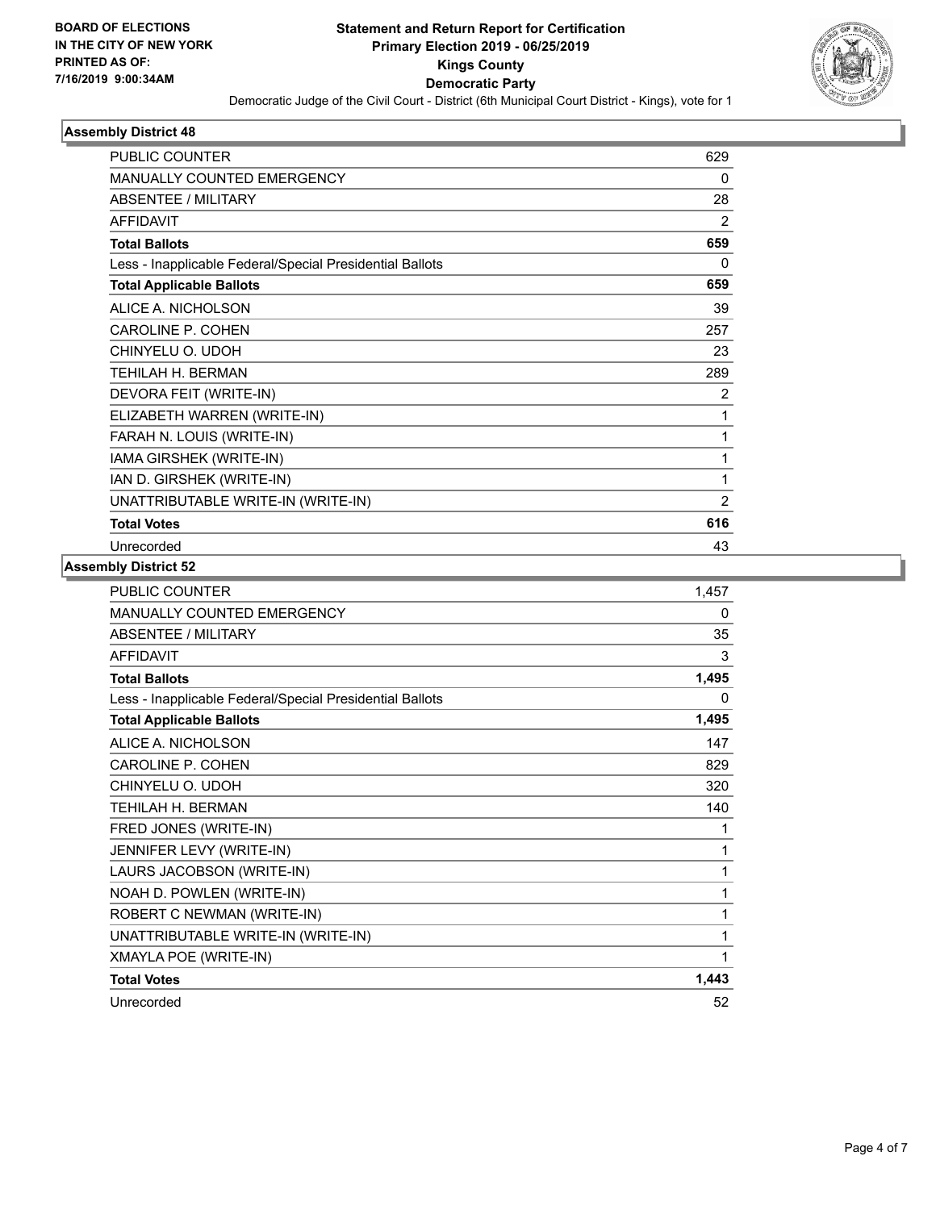**BOARD OF ELECTIONS IN THE CITY OF NEW YORK PRINTED AS OF: 7/16/2019 9:00:34AM**

# Statement and Return Report for Certification
## Primary Election 2019 - 06/25/2019
## Kings County
## Democratic Party

Democratic Judge of the Civil Court - District (6th Municipal Court District - Kings), vote for 1

### Assembly District 48

| | |
|---|---|
| PUBLIC COUNTER | 629 |
| MANUALLY COUNTED EMERGENCY | 0 |
| ABSENTEE / MILITARY | 28 |
| AFFIDAVIT | 2 |
| **Total Ballots** | **659** |
| Less - Inapplicable Federal/Special Presidential Ballots | 0 |
| **Total Applicable Ballots** | **659** |
| ALICE A. NICHOLSON | 39 |
| CAROLINE P. COHEN | 257 |
| CHINYELU O. UDOH | 23 |
| TEHILAH H. BERMAN | 289 |
| DEVORA FEIT (WRITE-IN) | 2 |
| ELIZABETH WARREN (WRITE-IN) | 1 |
| FARAH N. LOUIS (WRITE-IN) | 1 |
| IAMA GIRSHEK (WRITE-IN) | 1 |
| IAN D. GIRSHEK (WRITE-IN) | 1 |
| UNATTRIBUTABLE WRITE-IN (WRITE-IN) | 2 |
| **Total Votes** | **616** |
| Unrecorded | 43 |

### Assembly District 52

| | |
|---|---|
| PUBLIC COUNTER | 1,457 |
| MANUALLY COUNTED EMERGENCY | 0 |
| ABSENTEE / MILITARY | 35 |
| AFFIDAVIT | 3 |
| **Total Ballots** | **1,495** |
| Less - Inapplicable Federal/Special Presidential Ballots | 0 |
| **Total Applicable Ballots** | **1,495** |
| ALICE A. NICHOLSON | 147 |
| CAROLINE P. COHEN | 829 |
| CHINYELU O. UDOH | 320 |
| TEHILAH H. BERMAN | 140 |
| FRED JONES (WRITE-IN) | 1 |
| JENNIFER LEVY (WRITE-IN) | 1 |
| LAURS JACOBSON (WRITE-IN) | 1 |
| NOAH D. POWLEN (WRITE-IN) | 1 |
| ROBERT C NEWMAN (WRITE-IN) | 1 |
| UNATTRIBUTABLE WRITE-IN (WRITE-IN) | 1 |
| XMAYLA POE (WRITE-IN) | 1 |
| **Total Votes** | **1,443** |
| Unrecorded | 52 |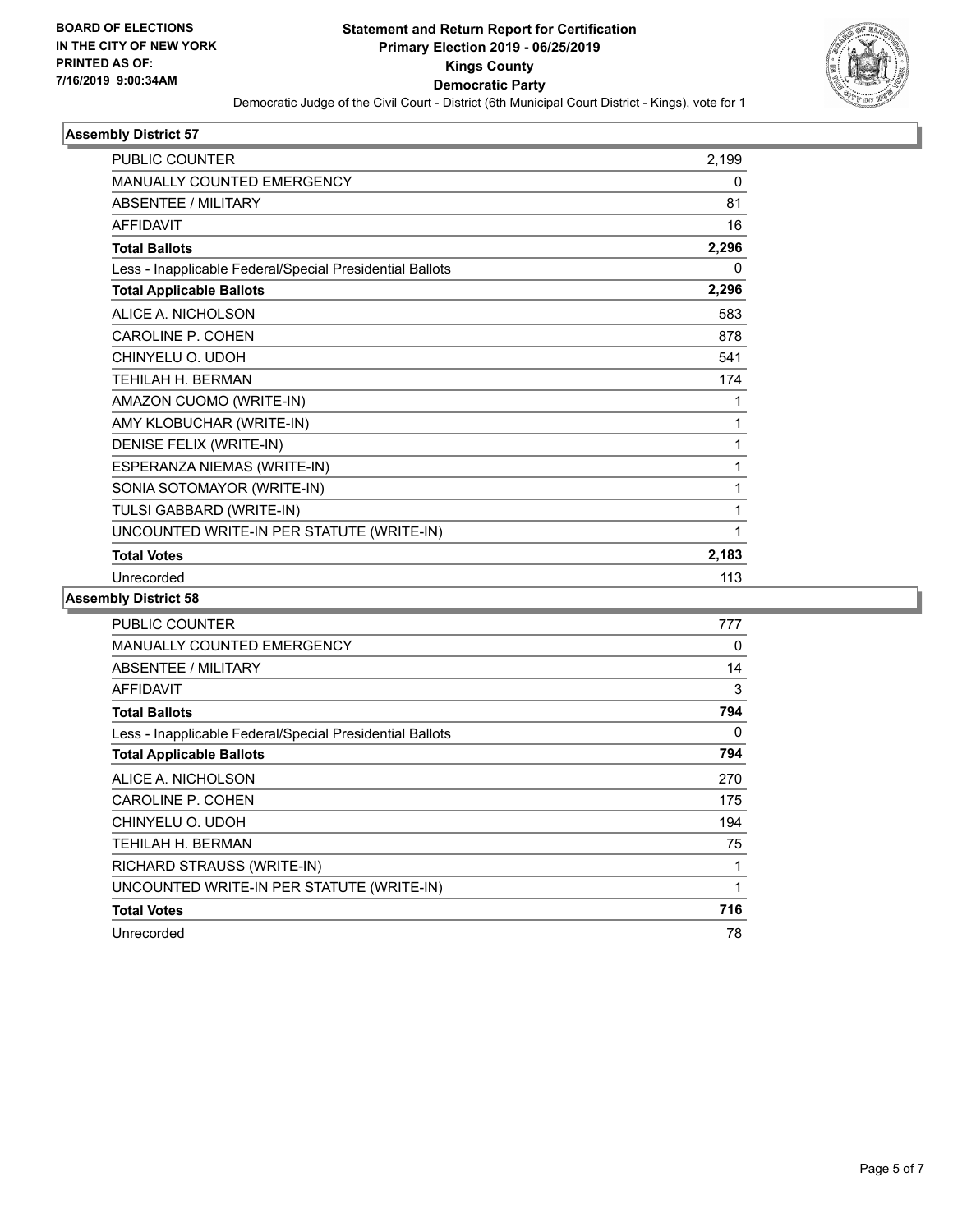**BOARD OF ELECTIONS IN THE CITY OF NEW YORK PRINTED AS OF: 7/16/2019 9:00:34AM**

# Statement and Return Report for Certification Primary Election 2019 - 06/25/2019 Kings County Democratic Party

Democratic Judge of the Civil Court - District (6th Municipal Court District - Kings), vote for 1

## Assembly District 57

| | |
|---|---|
| PUBLIC COUNTER | 2,199 |
| MANUALLY COUNTED EMERGENCY | 0 |
| ABSENTEE / MILITARY | 81 |
| AFFIDAVIT | 16 |
| **Total Ballots** | **2,296** |
| Less - Inapplicable Federal/Special Presidential Ballots | 0 |
| **Total Applicable Ballots** | **2,296** |
| ALICE A. NICHOLSON | 583 |
| CAROLINE P. COHEN | 878 |
| CHINYELU O. UDOH | 541 |
| TEHILAH H. BERMAN | 174 |
| AMAZON CUOMO (WRITE-IN) | 1 |
| AMY KLOBUCHAR (WRITE-IN) | 1 |
| DENISE FELIX (WRITE-IN) | 1 |
| ESPERANZA NIEMAS (WRITE-IN) | 1 |
| SONIA SOTOMAYOR (WRITE-IN) | 1 |
| TULSI GABBARD (WRITE-IN) | 1 |
| UNCOUNTED WRITE-IN PER STATUTE (WRITE-IN) | 1 |
| **Total Votes** | **2,183** |
| Unrecorded | 113 |

## Assembly District 58

| | |
|---|---|
| PUBLIC COUNTER | 777 |
| MANUALLY COUNTED EMERGENCY | 0 |
| ABSENTEE / MILITARY | 14 |
| AFFIDAVIT | 3 |
| **Total Ballots** | **794** |
| Less - Inapplicable Federal/Special Presidential Ballots | 0 |
| **Total Applicable Ballots** | **794** |
| ALICE A. NICHOLSON | 270 |
| CAROLINE P. COHEN | 175 |
| CHINYELU O. UDOH | 194 |
| TEHILAH H. BERMAN | 75 |
| RICHARD STRAUSS (WRITE-IN) | 1 |
| UNCOUNTED WRITE-IN PER STATUTE (WRITE-IN) | 1 |
| **Total Votes** | **716** |
| Unrecorded | 78 |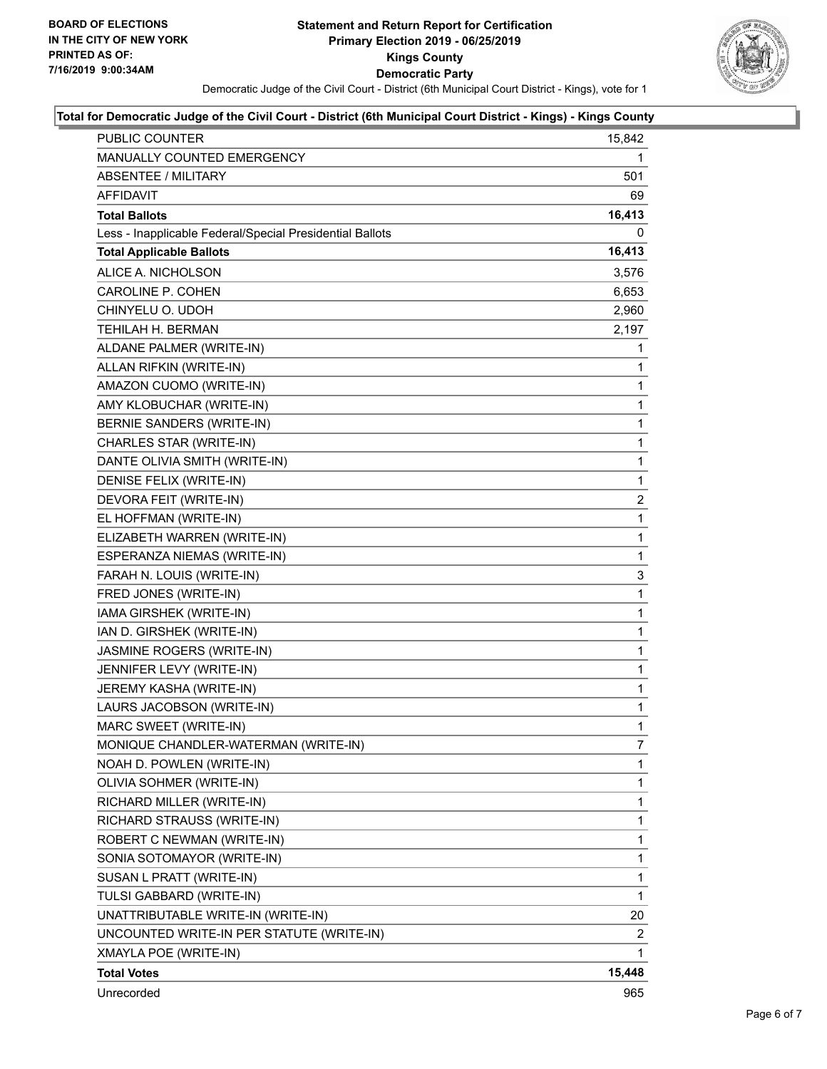**BOARD OF ELECTIONS IN THE CITY OF NEW YORK PRINTED AS OF: 7/16/2019 9:00:34AM**

# Statement and Return Report for Certification
## Primary Election 2019 - 06/25/2019
## Kings County
## Democratic Party

Democratic Judge of the Civil Court - District (6th Municipal Court District - Kings), vote for 1

### Total for Democratic Judge of the Civil Court - District (6th Municipal Court District - Kings) - Kings County

| | |
|---|---|
| PUBLIC COUNTER | 15,842 |
| MANUALLY COUNTED EMERGENCY | 1 |
| ABSENTEE / MILITARY | 501 |
| AFFIDAVIT | 69 |
| **Total Ballots** | **16,413** |
| Less - Inapplicable Federal/Special Presidential Ballots | 0 |
| **Total Applicable Ballots** | **16,413** |
| ALICE A. NICHOLSON | 3,576 |
| CAROLINE P. COHEN | 6,653 |
| CHINYELU O. UDOH | 2,960 |
| TEHILAH H. BERMAN | 2,197 |
| ALDANE PALMER (WRITE-IN) | 1 |
| ALLAN RIFKIN (WRITE-IN) | 1 |
| AMAZON CUOMO (WRITE-IN) | 1 |
| AMY KLOBUCHAR (WRITE-IN) | 1 |
| BERNIE SANDERS (WRITE-IN) | 1 |
| CHARLES STAR (WRITE-IN) | 1 |
| DANTE OLIVIA SMITH (WRITE-IN) | 1 |
| DENISE FELIX (WRITE-IN) | 1 |
| DEVORA FEIT (WRITE-IN) | 2 |
| EL HOFFMAN (WRITE-IN) | 1 |
| ELIZABETH WARREN (WRITE-IN) | 1 |
| ESPERANZA NIEMAS (WRITE-IN) | 1 |
| FARAH N. LOUIS (WRITE-IN) | 3 |
| FRED JONES (WRITE-IN) | 1 |
| IAMA GIRSHEK (WRITE-IN) | 1 |
| IAN D. GIRSHEK (WRITE-IN) | 1 |
| JASMINE ROGERS (WRITE-IN) | 1 |
| JENNIFER LEVY (WRITE-IN) | 1 |
| JEREMY KASHA (WRITE-IN) | 1 |
| LAURS JACOBSON (WRITE-IN) | 1 |
| MARC SWEET (WRITE-IN) | 1 |
| MONIQUE CHANDLER-WATERMAN (WRITE-IN) | 7 |
| NOAH D. POWLEN (WRITE-IN) | 1 |
| OLIVIA SOHMER (WRITE-IN) | 1 |
| RICHARD MILLER (WRITE-IN) | 1 |
| RICHARD STRAUSS (WRITE-IN) | 1 |
| ROBERT C NEWMAN (WRITE-IN) | 1 |
| SONIA SOTOMAYOR (WRITE-IN) | 1 |
| SUSAN L PRATT (WRITE-IN) | 1 |
| TULSI GABBARD (WRITE-IN) | 1 |
| UNATTRIBUTABLE WRITE-IN (WRITE-IN) | 20 |
| UNCOUNTED WRITE-IN PER STATUTE (WRITE-IN) | 2 |
| XMAYLA POE (WRITE-IN) | 1 |
| **Total Votes** | **15,448** |
| Unrecorded | 965 |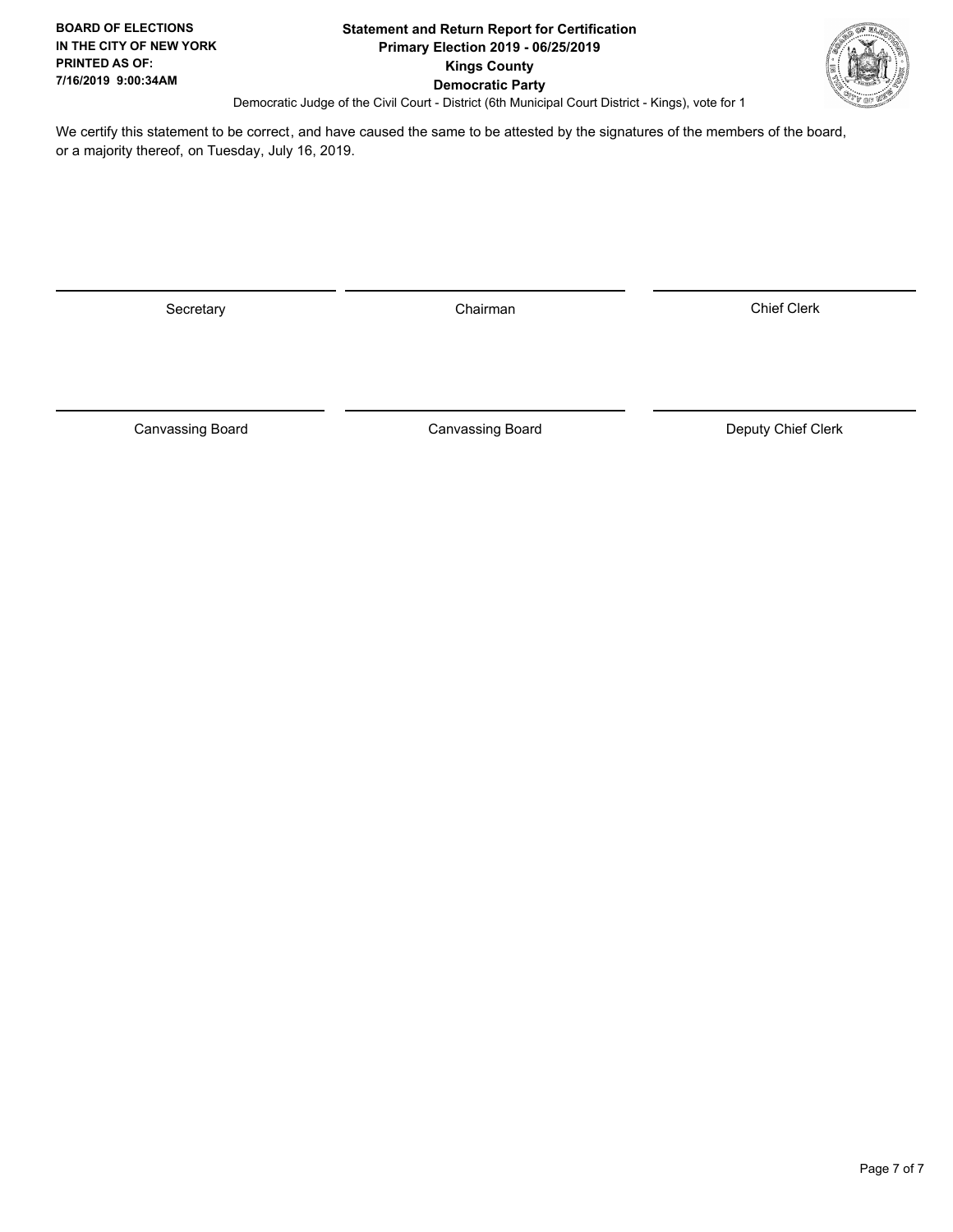We certify this statement to be correct, and have caused the same to be attested by the signatures of the members of the board, or a majority thereof, on Tuesday, July 16, 2019.

| | | |
|---|---|---|
| Secretary | Chairman | Chief Clerk |
| Canvassing Board | Canvassing Board | Deputy Chief Clerk |